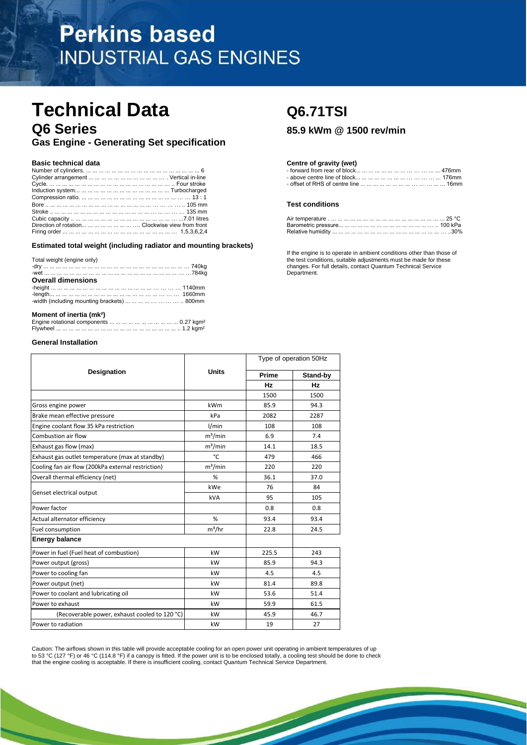# Perkins based
## INDUSTRIAL GAS ENGINES

# Technical Data

## Q6 Series

### Gas Engine - Generating Set specification

## Q6.71TSI

### 85.9 kWm @ 1500 rev/min

#### Basic technical data

Number of cylinders. … … … … … … … … … … … … … … … … … 6
Cylinder arrangement … … … … … … … … … … … … … . Vertical in-line
Cycle. … … … … … … … … … … … … … … … … … … … .. Four stroke
Induction system… … … … … … … … … … … … … … … Turbocharged
Compression ratio. … … … … … … … … … … … … … … … 13 : 1
Bore .. … … … … … … … … … … … … … … … … … … … .. 105 mm
Stroke .. … … … … … … … … … … … … … … … … … … … 135 mm
Cubic capacity .. … … … … … … … … … … … … … … … …7.01 litres
Direction of rotation… … … … … … … …. Clockwise view from front
Firing order … … … … … … … … … … … … … … … … … 1,5,3,6,2,4

#### Estimated total weight (including radiator and mounting brackets)

Total weight (engine only)
-dry … … … … … … … … … … … … … … … … … … … … … 740kg
-wet … … … … … … … … … … … … … … … … … … … … …784kg

**Overall dimensions**

-height … … … … … … … … … … … … … … … … … … … 1140mm
-length… … … … … … … … … … … … … … … … … … … 1660mm
-width (including mounting brackets) … … … … … … … .. 800mm

#### Moment of inertia (mk²)

Engine rotational components … … … … … … … … … … 0.27 kgm²
Flywheel … … … … … … … … … … … … … … … … … … … .. 1.2 kgm²

#### Centre of gravity (wet)

- forward from rear of block… … … … … … … … … … … … 476mm
- above centre line of block… … … … … … … … … … … … 176mm
- offset of RHS of centre line … … … … … … … … … … … … 16mm

#### Test conditions

Air temperature . … … … … … … … … … … … … … … … … … 25 °C
Barometric pressure… … … … … … … … … … … … … … … .. 100 kPa
Relative humidity … … … … … … … … … … … … … … … … … ..30%

If the engine is to operate in ambient conditions other than those of the test conditions, suitable adjustments must be made for these changes. For full details, contact Quantum Technical Service Department.

#### General Installation

| Designation | Units | Type of operation 50Hz | |
|---|---|---|---|
| | | Prime | Stand-by |
| | | Hz | Hz |
| | | 1500 | 1500 |
| Gross engine power | kWm | 85.9 | 94.3 |
| Brake mean effective pressure | kPa | 2082 | 2287 |
| Engine coolant flow 35 kPa restriction | l/min | 108 | 108 |
| Combustion air flow | m³/min | 6.9 | 7.4 |
| Exhaust gas flow (max) | m³/min | 14.1 | 18.5 |
| Exhaust gas outlet temperature (max at standby) | °C | 479 | 466 |
| Cooling fan air flow (200kPa external restriction) | m³/min | 220 | 220 |
| Overall thermal efficiency (net) | % | 36.1 | 37.0 |
| Genset electrical output | kWe | 76 | 84 |
| | kVA | 95 | 105 |
| Power factor | | 0.8 | 0.8 |
| Actual alternator efficiency | % | 93.4 | 93.4 |
| Fuel consumption | m³/hr | 22.8 | 24.5 |
| **Energy balance** | | | |
| Power in fuel (Fuel heat of combustion) | kW | 225.5 | 243 |
| Power output (gross) | kW | 85.9 | 94.3 |
| Power to cooling fan | kW | 4.5 | 4.5 |
| Power output (net) | kW | 81.4 | 89.8 |
| Power to coolant and lubricating oil | kW | 53.6 | 51.4 |
| Power to exhaust | kW | 59.9 | 61.5 |
| (Recoverable power, exhaust cooled to 120 °C) | kW | 45.9 | 46.7 |
| Power to radiation | kW | 19 | 27 |

Caution: The airflows shown in this table will provide acceptable cooling for an open power unit operating in ambient temperatures of up to 53 °C (127 °F) or 46 °C (114.8 °F) if a canopy is fitted. If the power unit is to be enclosed totally, a cooling test should be done to check that the engine cooling is acceptable. If there is insufficient cooling, contact Quantum Technical Service Department.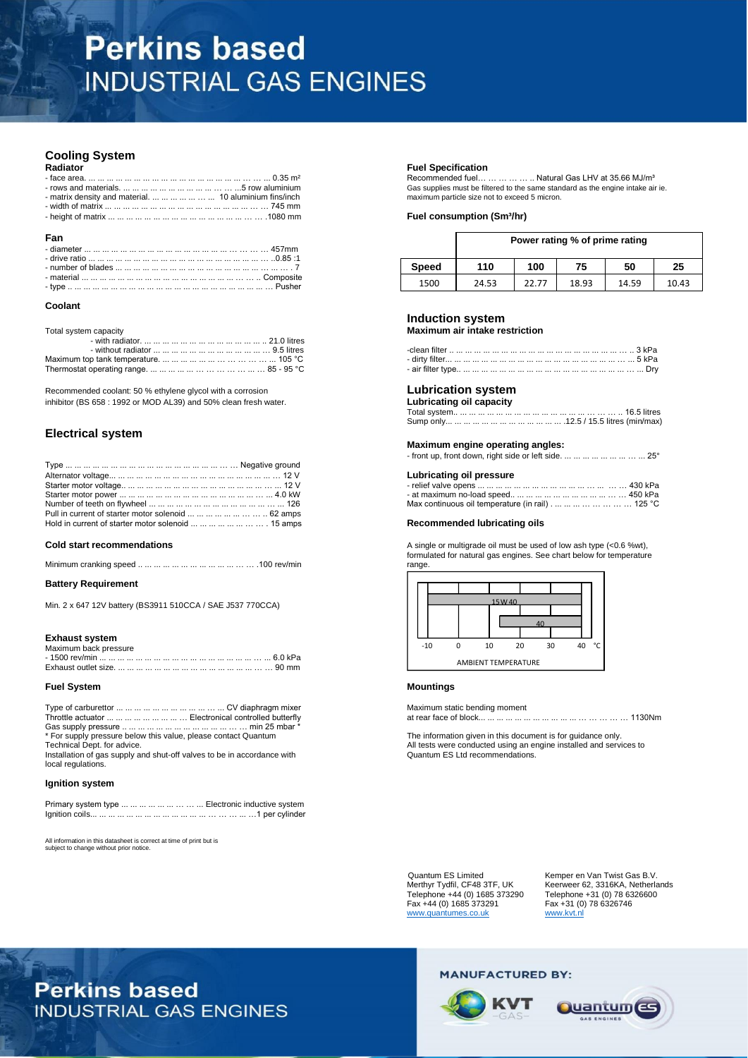# Perkins based
INDUSTRIAL GAS ENGINES

## Cooling System

### Radiator

- face area. ... ... ... ... ... 0.35 m²
- rows and materials. ... ... ...5 row aluminium
- matrix density and material. ... ... 10 aluminium fins/inch
- width of matrix ... ... ... 745 mm
- height of matrix ... ... ... .1080 mm

### Fan

- diameter ... ... ... 457mm
- drive ratio ... ... ... ..0.85 :1
- number of blades ... ... ... . 7
- material ... ... ... .. Composite
- type .. ... ... ... Pusher

### Coolant

Total system capacity
- with radiator. ... ... ... .. 21.0 litres
- without radiator ... ... ... 9.5 litres

Maximum top tank temperature. ... ... ... 105 °C
Thermostat operating range. ... ... ... 85 - 95 °C

Recommended coolant: 50 % ethylene glycol with a corrosion inhibitor (BS 658 : 1992 or MOD AL39) and 50% clean fresh water.

## Electrical system

Type ... ... ... Negative ground
Alternator voltage... ... ... 12 V
Starter motor voltage.. ... ... 12 V
Starter motor power ... ... ... 4.0 kW
Number of teeth on flywheel ... ... ... 126
Pull in current of starter motor solenoid ... ... 62 amps
Hold in current of starter motor solenoid ... ... . 15 amps

### Cold start recommendations

Minimum cranking speed .. ... ... .100 rev/min

### Battery Requirement

Min. 2 x 647 12V battery (BS3911 510CCA / SAE J537 770CCA)

### Exhaust system

Maximum back pressure
- 1500 rev/min ... ... ... 6.0 kPa

Exhaust outlet size. ... ... ... 90 mm

### Fuel System

Type of carburettor ... ... ... CV diaphragm mixer
Throttle actuator ... ... ... Electronical controlled butterfly
Gas supply pressure .. ... ... ... min 25 mbar *
* For supply pressure below this value, please contact Quantum Technical Dept. for advice.
Installation of gas supply and shut-off valves to be in accordance with local regulations.

### Ignition system

Primary system type ... ... ... Electronic inductive system
Ignition coils... ... ... ... …1 per cylinder

All information in this datasheet is correct at time of print but is subject to change without prior notice.

### Fuel Specification

Recommended fuel… ... ... .. Natural Gas LHV at 35.66 MJ/m³
Gas supplies must be filtered to the same standard as the engine intake air ie. maximum particle size not to exceed 5 micron.

### Fuel consumption (Sm³/hr)

| | Power rating % of prime rating | | | | |
|---|---|---|---|---|---|
| Speed | 110 | 100 | 75 | 50 | 25 |
| 1500 | 24.53 | 22.77 | 18.93 | 14.59 | 10.43 |

## Induction system

### Maximum air intake restriction

- clean filter .. ... ... .. 3 kPa
- dirty filter... ... ... ... 5 kPa
- air filter type.. ... ... ... Dry

## Lubrication system

### Lubricating oil capacity

Total system.. ... ... ... 16.5 litres
Sump only... ... ... .12.5 / 15.5 litres (min/max)

### Maximum engine operating angles:

- front up, front down, right side or left side. ... ... 25°

### Lubricating oil pressure

- relief valve opens ... ... ... 430 kPa
- at maximum no-load speed.. ... ... ... 450 kPa

Max continuous oil temperature (in rail) . ... ... ... 125 °C

### Recommended lubricating oils

A single or multigrade oil must be used of low ash type (<0.6 %wt), formulated for natural gas engines. See chart below for temperature range.

15W40
40
-10
0
10
20
30
40
°C
AMBIENT TEMPERATURE

### Mountings

Maximum static bending moment
at rear face of block... ... ... ... 1130Nm

The information given in this document is for guidance only.
All tests were conducted using an engine installed and services to Quantum ES Ltd recommendations.

Quantum ES Limited
Merthyr Tydfil, CF48 3TF, UK
Telephone +44 (0) 1685 373290
Fax +44 (0) 1685 373291
www.quantumes.co.uk

Kemper en Van Twist Gas B.V.
Keerweer 62, 3316KA, Netherlands
Telephone +31 (0) 78 6326600
Fax +31 (0) 78 6326746
www.kvt.nl

**Perkins based**
INDUSTRIAL GAS ENGINES

MANUFACTURED BY: